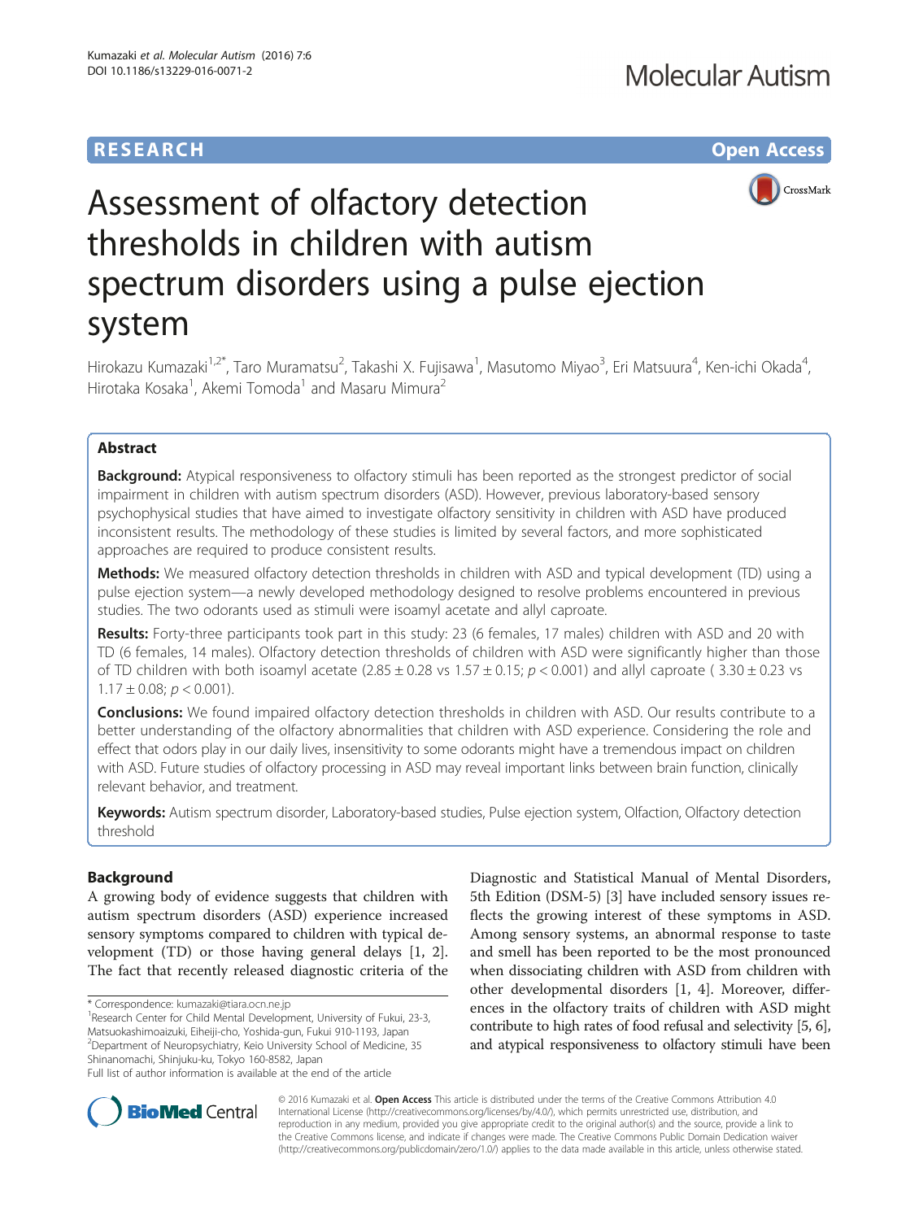RESEARCH Open Access

# Assessment of olfactory detection thresholds in children with autism spectrum disorders using a pulse ejection system

Hirokazu Kumazaki[1,2*], Taro Muramatsu[2], Takashi X. Fujisawa[1], Masutomo Miyao[3], Eri Matsuura[4], Ken-ichi Okada[4], Hirotaka Kosaka[1], Akemi Tomoda[1] and Masaru Mimura[2]

## Abstract

**Background:** Atypical responsiveness to olfactory stimuli has been reported as the strongest predictor of social impairment in children with autism spectrum disorders (ASD). However, previous laboratory-based sensory psychophysical studies that have aimed to investigate olfactory sensitivity in children with ASD have produced inconsistent results. The methodology of these studies is limited by several factors, and more sophisticated approaches are required to produce consistent results.

**Methods:** We measured olfactory detection thresholds in children with ASD and typical development (TD) using a pulse ejection system—a newly developed methodology designed to resolve problems encountered in previous studies. The two odorants used as stimuli were isoamyl acetate and allyl caproate.

**Results:** Forty-three participants took part in this study: 23 (6 females, 17 males) children with ASD and 20 with TD (6 females, 14 males). Olfactory detection thresholds of children with ASD were significantly higher than those of TD children with both isoamyl acetate ($2.85 \pm 0.28$ vs $1.57 \pm 0.15$; $p < 0.001$) and allyl caproate ( $3.30 \pm 0.23$ vs $1.17 \pm 0.08$; $p < 0.001$).

**Conclusions:** We found impaired olfactory detection thresholds in children with ASD. Our results contribute to a better understanding of the olfactory abnormalities that children with ASD experience. Considering the role and effect that odors play in our daily lives, insensitivity to some odorants might have a tremendous impact on children with ASD. Future studies of olfactory processing in ASD may reveal important links between brain function, clinically relevant behavior, and treatment.

**Keywords:** Autism spectrum disorder, Laboratory-based studies, Pulse ejection system, Olfaction, Olfactory detection threshold

## Background

A growing body of evidence suggests that children with autism spectrum disorders (ASD) experience increased sensory symptoms compared to children with typical development (TD) or those having general delays [1, 2]. The fact that recently released diagnostic criteria of the Diagnostic and Statistical Manual of Mental Disorders, 5th Edition (DSM-5) [3] have included sensory issues reflects the growing interest of these symptoms in ASD. Among sensory systems, an abnormal response to taste and smell has been reported to be the most pronounced when dissociating children with ASD from children with other developmental disorders [1, 4]. Moreover, differences in the olfactory traits of children with ASD might contribute to high rates of food refusal and selectivity [5, 6], and atypical responsiveness to olfactory stimuli have been

\* Correspondence: kumazaki@tiara.ocn.ne.jp

[1] Research Center for Child Mental Development, University of Fukui, 23-3, Matsuokashimoaizuki, Eiheiji-cho, Yoshida-gun, Fukui 910-1193, Japan

[2] Department of Neuropsychiatry, Keio University School of Medicine, 35 Shinanomachi, Shinjuku-ku, Tokyo 160-8582, Japan

Full list of author information is available at the end of the article

© 2016 Kumazaki et al. **Open Access** This article is distributed under the terms of the Creative Commons Attribution 4.0 International License (http://creativecommons.org/licenses/by/4.0/), which permits unrestricted use, distribution, and reproduction in any medium, provided you give appropriate credit to the original author(s) and the source, provide a link to the Creative Commons license, and indicate if changes were made. The Creative Commons Public Domain Dedication waiver (http://creativecommons.org/publicdomain/zero/1.0/) applies to the data made available in this article, unless otherwise stated.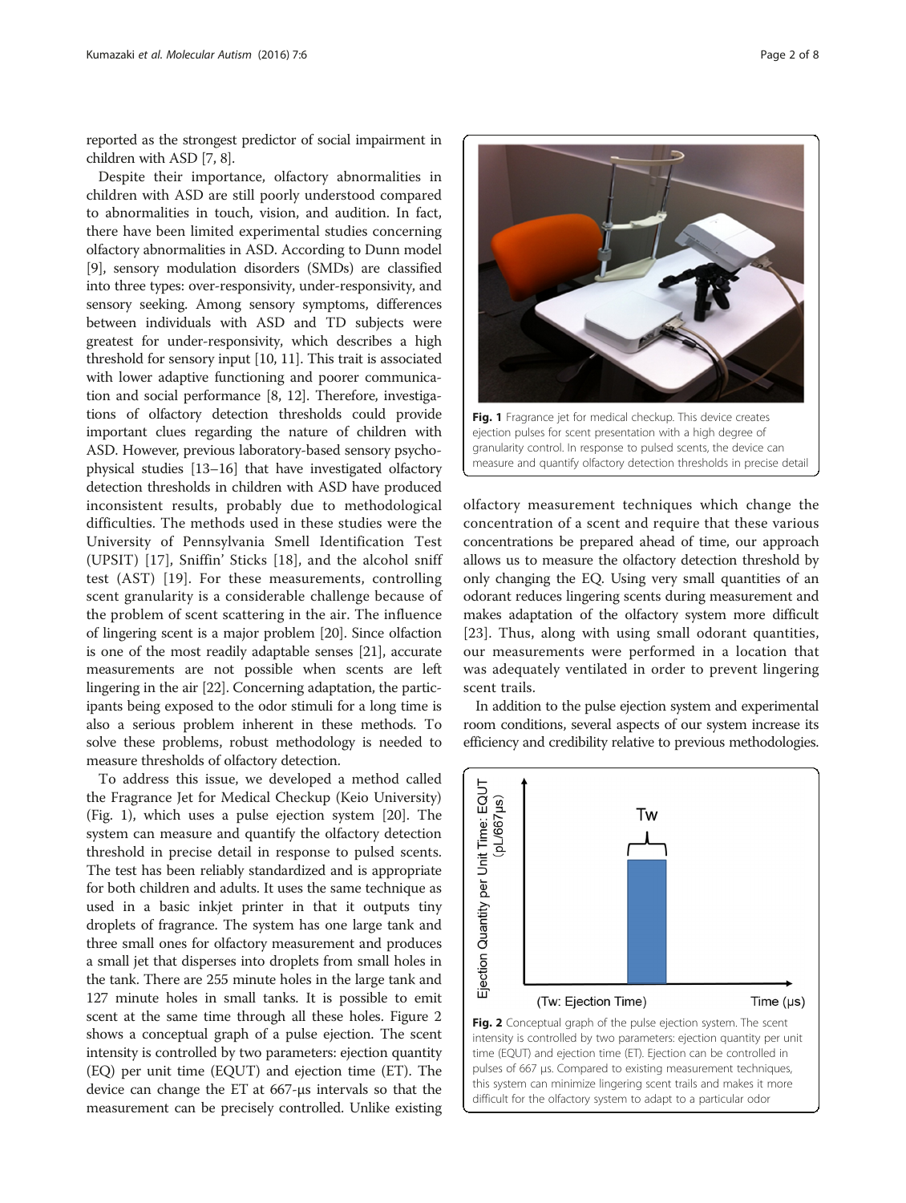reported as the strongest predictor of social impairment in children with ASD [7, 8].

Despite their importance, olfactory abnormalities in children with ASD are still poorly understood compared to abnormalities in touch, vision, and audition. In fact, there have been limited experimental studies concerning olfactory abnormalities in ASD. According to Dunn model [9], sensory modulation disorders (SMDs) are classified into three types: over-responsivity, under-responsivity, and sensory seeking. Among sensory symptoms, differences between individuals with ASD and TD subjects were greatest for under-responsivity, which describes a high threshold for sensory input [10, 11]. This trait is associated with lower adaptive functioning and poorer communication and social performance [8, 12]. Therefore, investigations of olfactory detection thresholds could provide important clues regarding the nature of children with ASD. However, previous laboratory-based sensory psychophysical studies [13–16] that have investigated olfactory detection thresholds in children with ASD have produced inconsistent results, probably due to methodological difficulties. The methods used in these studies were the University of Pennsylvania Smell Identification Test (UPSIT) [17], Sniffin' Sticks [18], and the alcohol sniff test (AST) [19]. For these measurements, controlling scent granularity is a considerable challenge because of the problem of scent scattering in the air. The influence of lingering scent is a major problem [20]. Since olfaction is one of the most readily adaptable senses [21], accurate measurements are not possible when scents are left lingering in the air [22]. Concerning adaptation, the participants being exposed to the odor stimuli for a long time is also a serious problem inherent in these methods. To solve these problems, robust methodology is needed to measure thresholds of olfactory detection.

To address this issue, we developed a method called the Fragrance Jet for Medical Checkup (Keio University) (Fig. 1), which uses a pulse ejection system [20]. The system can measure and quantify the olfactory detection threshold in precise detail in response to pulsed scents. The test has been reliably standardized and is appropriate for both children and adults. It uses the same technique as used in a basic inkjet printer in that it outputs tiny droplets of fragrance. The system has one large tank and three small ones for olfactory measurement and produces a small jet that disperses into droplets from small holes in the tank. There are 255 minute holes in the large tank and 127 minute holes in small tanks. It is possible to emit scent at the same time through all these holes. Figure 2 shows a conceptual graph of a pulse ejection. The scent intensity is controlled by two parameters: ejection quantity (EQ) per unit time (EQUT) and ejection time (ET). The device can change the ET at 667-μs intervals so that the measurement can be precisely controlled. Unlike existing olfactory measurement techniques which change the concentration of a scent and require that these various concentrations be prepared ahead of time, our approach allows us to measure the olfactory detection threshold by only changing the EQ. Using very small quantities of an odorant reduces lingering scents during measurement and makes adaptation of the olfactory system more difficult [23]. Thus, along with using small odorant quantities, our measurements were performed in a location that was adequately ventilated in order to prevent lingering scent trails.

**Fig. 1** Fragrance jet for medical checkup. This device creates ejection pulses for scent presentation with a high degree of granularity control. In response to pulsed scents, the device can measure and quantify olfactory detection thresholds in precise detail

In addition to the pulse ejection system and experimental room conditions, several aspects of our system increase its efficiency and credibility relative to previous methodologies.

**Fig. 2** Conceptual graph of the pulse ejection system. The scent intensity is controlled by two parameters: ejection quantity per unit time (EQUT) and ejection time (ET). Ejection can be controlled in pulses of 667 μs. Compared to existing measurement techniques, this system can minimize lingering scent trails and makes it more difficult for the olfactory system to adapt to a particular odor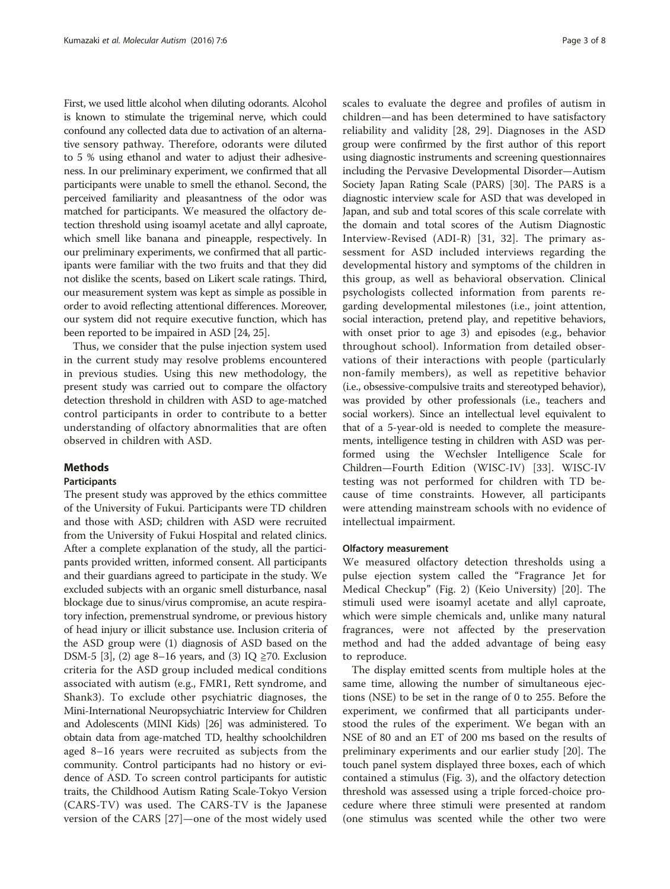First, we used little alcohol when diluting odorants. Alcohol is known to stimulate the trigeminal nerve, which could confound any collected data due to activation of an alternative sensory pathway. Therefore, odorants were diluted to 5 % using ethanol and water to adjust their adhesiveness. In our preliminary experiment, we confirmed that all participants were unable to smell the ethanol. Second, the perceived familiarity and pleasantness of the odor was matched for participants. We measured the olfactory detection threshold using isoamyl acetate and allyl caproate, which smell like banana and pineapple, respectively. In our preliminary experiments, we confirmed that all participants were familiar with the two fruits and that they did not dislike the scents, based on Likert scale ratings. Third, our measurement system was kept as simple as possible in order to avoid reflecting attentional differences. Moreover, our system did not require executive function, which has been reported to be impaired in ASD [24, 25].

Thus, we consider that the pulse injection system used in the current study may resolve problems encountered in previous studies. Using this new methodology, the present study was carried out to compare the olfactory detection threshold in children with ASD to age-matched control participants in order to contribute to a better understanding of olfactory abnormalities that are often observed in children with ASD.

## Methods

### Participants

The present study was approved by the ethics committee of the University of Fukui. Participants were TD children and those with ASD; children with ASD were recruited from the University of Fukui Hospital and related clinics. After a complete explanation of the study, all the participants provided written, informed consent. All participants and their guardians agreed to participate in the study. We excluded subjects with an organic smell disturbance, nasal blockage due to sinus/virus compromise, an acute respiratory infection, premenstrual syndrome, or previous history of head injury or illicit substance use. Inclusion criteria of the ASD group were (1) diagnosis of ASD based on the DSM-5 [3], (2) age 8–16 years, and (3) IQ ≧70. Exclusion criteria for the ASD group included medical conditions associated with autism (e.g., FMR1, Rett syndrome, and Shank3). To exclude other psychiatric diagnoses, the Mini-International Neuropsychiatric Interview for Children and Adolescents (MINI Kids) [26] was administered. To obtain data from age-matched TD, healthy schoolchildren aged 8–16 years were recruited as subjects from the community. Control participants had no history or evidence of ASD. To screen control participants for autistic traits, the Childhood Autism Rating Scale-Tokyo Version (CARS-TV) was used. The CARS-TV is the Japanese version of the CARS [27]—one of the most widely used scales to evaluate the degree and profiles of autism in children—and has been determined to have satisfactory reliability and validity [28, 29]. Diagnoses in the ASD group were confirmed by the first author of this report using diagnostic instruments and screening questionnaires including the Pervasive Developmental Disorder—Autism Society Japan Rating Scale (PARS) [30]. The PARS is a diagnostic interview scale for ASD that was developed in Japan, and sub and total scores of this scale correlate with the domain and total scores of the Autism Diagnostic Interview-Revised (ADI-R) [31, 32]. The primary assessment for ASD included interviews regarding the developmental history and symptoms of the children in this group, as well as behavioral observation. Clinical psychologists collected information from parents regarding developmental milestones (i.e., joint attention, social interaction, pretend play, and repetitive behaviors, with onset prior to age 3) and episodes (e.g., behavior throughout school). Information from detailed observations of their interactions with people (particularly non-family members), as well as repetitive behavior (i.e., obsessive-compulsive traits and stereotyped behavior), was provided by other professionals (i.e., teachers and social workers). Since an intellectual level equivalent to that of a 5-year-old is needed to complete the measurements, intelligence testing in children with ASD was performed using the Wechsler Intelligence Scale for Children—Fourth Edition (WISC-IV) [33]. WISC-IV testing was not performed for children with TD because of time constraints. However, all participants were attending mainstream schools with no evidence of intellectual impairment.

### Olfactory measurement

We measured olfactory detection thresholds using a pulse ejection system called the "Fragrance Jet for Medical Checkup" (Fig. 2) (Keio University) [20]. The stimuli used were isoamyl acetate and allyl caproate, which were simple chemicals and, unlike many natural fragrances, were not affected by the preservation method and had the added advantage of being easy to reproduce.

The display emitted scents from multiple holes at the same time, allowing the number of simultaneous ejections (NSE) to be set in the range of 0 to 255. Before the experiment, we confirmed that all participants understood the rules of the experiment. We began with an NSE of 80 and an ET of 200 ms based on the results of preliminary experiments and our earlier study [20]. The touch panel system displayed three boxes, each of which contained a stimulus (Fig. 3), and the olfactory detection threshold was assessed using a triple forced-choice procedure where three stimuli were presented at random (one stimulus was scented while the other two were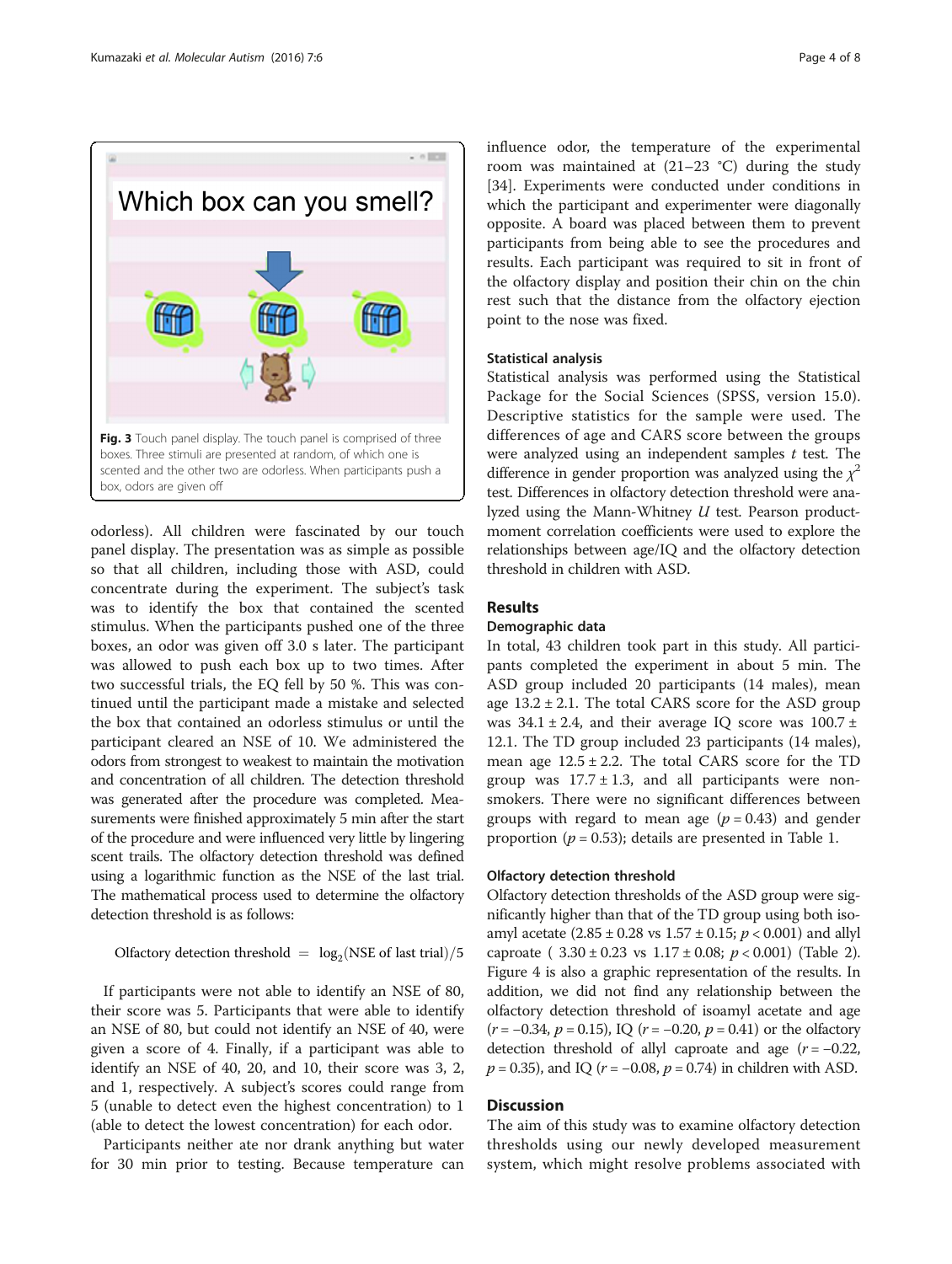Fig. 3 Touch panel display. The touch panel is comprised of three boxes. Three stimuli are presented at random, of which one is scented and the other two are odorless. When participants push a box, odors are given off

odorless). All children were fascinated by our touch panel display. The presentation was as simple as possible so that all children, including those with ASD, could concentrate during the experiment. The subject's task was to identify the box that contained the scented stimulus. When the participants pushed one of the three boxes, an odor was given off 3.0 s later. The participant was allowed to push each box up to two times. After two successful trials, the EQ fell by 50 %. This was continued until the participant made a mistake and selected the box that contained an odorless stimulus or until the participant cleared an NSE of 10. We administered the odors from strongest to weakest to maintain the motivation and concentration of all children. The detection threshold was generated after the procedure was completed. Measurements were finished approximately 5 min after the start of the procedure and were influenced very little by lingering scent trails. The olfactory detection threshold was defined using a logarithmic function as the NSE of the last trial. The mathematical process used to determine the olfactory detection threshold is as follows:

$$\text{Olfactory detection threshold} = \log_2(\text{NSE of last trial})/5$$

If participants were not able to identify an NSE of 80, their score was 5. Participants that were able to identify an NSE of 80, but could not identify an NSE of 40, were given a score of 4. Finally, if a participant was able to identify an NSE of 40, 20, and 10, their score was 3, 2, and 1, respectively. A subject's scores could range from 5 (unable to detect even the highest concentration) to 1 (able to detect the lowest concentration) for each odor.

Participants neither ate nor drank anything but water for 30 min prior to testing. Because temperature can influence odor, the temperature of the experimental room was maintained at (21–23 °C) during the study [34]. Experiments were conducted under conditions in which the participant and experimenter were diagonally opposite. A board was placed between them to prevent participants from being able to see the procedures and results. Each participant was required to sit in front of the olfactory display and position their chin on the chin rest such that the distance from the olfactory ejection point to the nose was fixed.

### Statistical analysis

Statistical analysis was performed using the Statistical Package for the Social Sciences (SPSS, version 15.0). Descriptive statistics for the sample were used. The differences of age and CARS score between the groups were analyzed using an independent samples *t* test. The difference in gender proportion was analyzed using the $\chi^2$ test. Differences in olfactory detection threshold were analyzed using the Mann-Whitney *U* test. Pearson product-moment correlation coefficients were used to explore the relationships between age/IQ and the olfactory detection threshold in children with ASD.

## Results

### Demographic data

In total, 43 children took part in this study. All participants completed the experiment in about 5 min. The ASD group included 20 participants (14 males), mean age 13.2 ± 2.1. The total CARS score for the ASD group was 34.1 ± 2.4, and their average IQ score was 100.7 ± 12.1. The TD group included 23 participants (14 males), mean age 12.5 ± 2.2. The total CARS score for the TD group was 17.7 ± 1.3, and all participants were nonsmokers. There were no significant differences between groups with regard to mean age ($p = 0.43$) and gender proportion ($p = 0.53$); details are presented in Table 1.

### Olfactory detection threshold

Olfactory detection thresholds of the ASD group were significantly higher than that of the TD group using both isoamyl acetate (2.85 ± 0.28 vs 1.57 ± 0.15; $p < 0.001$) and allyl caproate ( 3.30 ± 0.23 vs 1.17 ± 0.08; $p < 0.001$) (Table 2). Figure 4 is also a graphic representation of the results. In addition, we did not find any relationship between the olfactory detection threshold of isoamyl acetate and age ($r = -0.34$, $p = 0.15$), IQ ($r = -0.20$, $p = 0.41$) or the olfactory detection threshold of allyl caproate and age ($r = -0.22$, $p = 0.35$), and IQ ($r = -0.08$, $p = 0.74$) in children with ASD.

## Discussion

The aim of this study was to examine olfactory detection thresholds using our newly developed measurement system, which might resolve problems associated with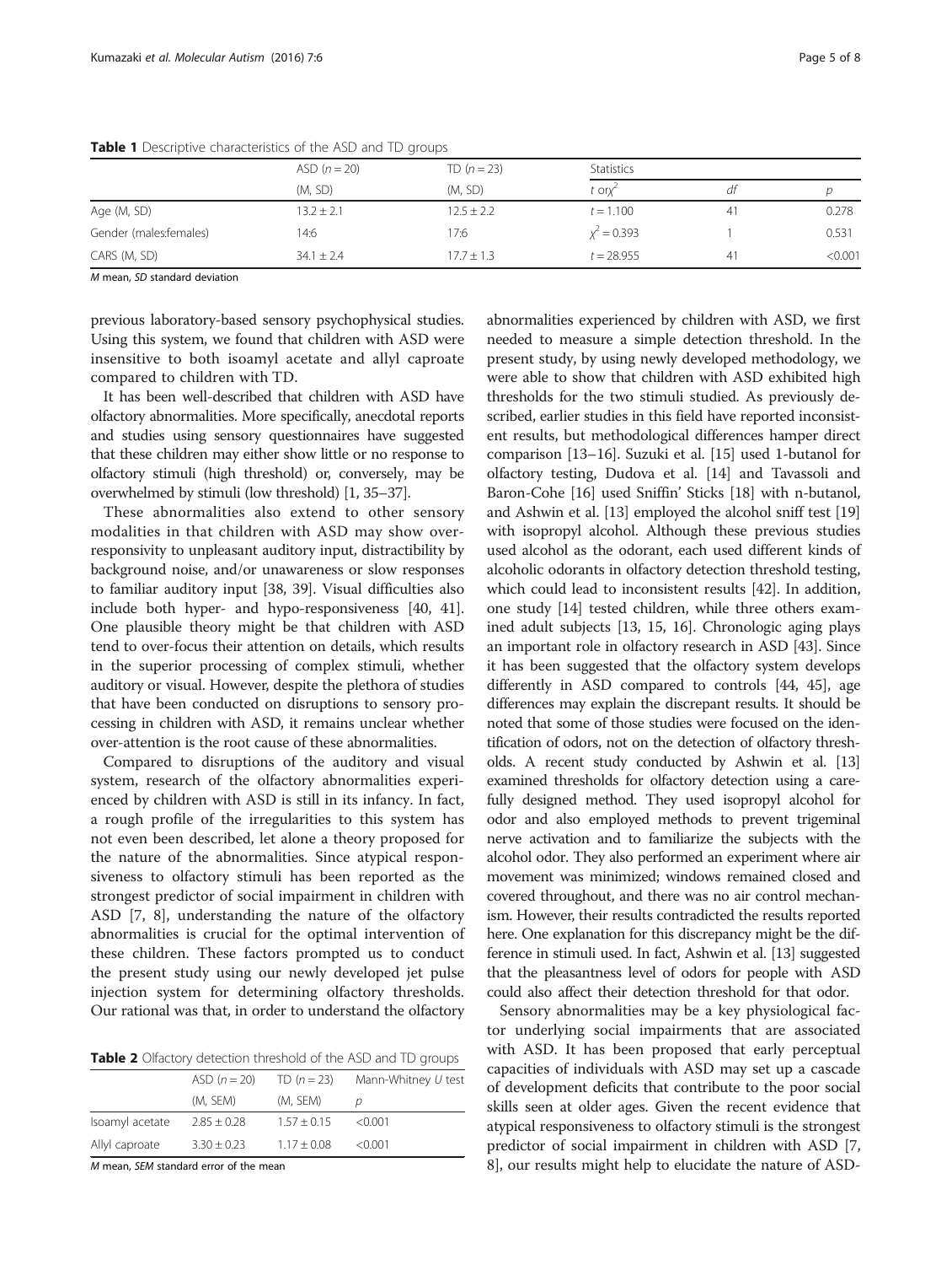**Table 1** Descriptive characteristics of the ASD and TD groups

| | ASD ($n = 20$) | TD ($n = 23$) | Statistics | | |
|---|---|---|---|---|---|
| | (M, SD) | (M, SD) | $t$ or $\chi^2$ | $df$ | $p$ |
| Age (M, SD) | 13.2 ± 2.1 | 12.5 ± 2.2 | $t = 1.100$ | 41 | 0.278 |
| Gender (males:females) | 14:6 | 17:6 | $\chi^2 = 0.393$ | 1 | 0.531 |
| CARS (M, SD) | 34.1 ± 2.4 | 17.7 ± 1.3 | $t = 28.955$ | 41 | <0.001 |

*M* mean, *SD* standard deviation

previous laboratory-based sensory psychophysical studies. Using this system, we found that children with ASD were insensitive to both isoamyl acetate and allyl caproate compared to children with TD.

It has been well-described that children with ASD have olfactory abnormalities. More specifically, anecdotal reports and studies using sensory questionnaires have suggested that these children may either show little or no response to olfactory stimuli (high threshold) or, conversely, may be overwhelmed by stimuli (low threshold) [1, 35–37].

These abnormalities also extend to other sensory modalities in that children with ASD may show over-responsivity to unpleasant auditory input, distractibility by background noise, and/or unawareness or slow responses to familiar auditory input [38, 39]. Visual difficulties also include both hyper- and hypo-responsiveness [40, 41]. One plausible theory might be that children with ASD tend to over-focus their attention on details, which results in the superior processing of complex stimuli, whether auditory or visual. However, despite the plethora of studies that have been conducted on disruptions to sensory processing in children with ASD, it remains unclear whether over-attention is the root cause of these abnormalities.

Compared to disruptions of the auditory and visual system, research of the olfactory abnormalities experienced by children with ASD is still in its infancy. In fact, a rough profile of the irregularities to this system has not even been described, let alone a theory proposed for the nature of the abnormalities. Since atypical responsiveness to olfactory stimuli has been reported as the strongest predictor of social impairment in children with ASD [7, 8], understanding the nature of the olfactory abnormalities is crucial for the optimal intervention of these children. These factors prompted us to conduct the present study using our newly developed jet pulse injection system for determining olfactory thresholds. Our rational was that, in order to understand the olfactory abnormalities experienced by children with ASD, we first needed to measure a simple detection threshold. In the present study, by using newly developed methodology, we were able to show that children with ASD exhibited high thresholds for the two stimuli studied. As previously described, earlier studies in this field have reported inconsistent results, but methodological differences hamper direct comparison [13–16]. Suzuki et al. [15] used 1-butanol for olfactory testing, Dudova et al. [14] and Tavassoli and Baron-Cohe [16] used Sniffin' Sticks [18] with n-butanol, and Ashwin et al. [13] employed the alcohol sniff test [19] with isopropyl alcohol. Although these previous studies used alcohol as the odorant, each used different kinds of alcoholic odorants in olfactory detection threshold testing, which could lead to inconsistent results [42]. In addition, one study [14] tested children, while three others examined adult subjects [13, 15, 16]. Chronologic aging plays an important role in olfactory research in ASD [43]. Since it has been suggested that the olfactory system develops differently in ASD compared to controls [44, 45], age differences may explain the discrepant results. It should be noted that some of those studies were focused on the identification of odors, not on the detection of olfactory thresholds. A recent study conducted by Ashwin et al. [13] examined thresholds for olfactory detection using a carefully designed method. They used isopropyl alcohol for odor and also employed methods to prevent trigeminal nerve activation and to familiarize the subjects with the alcohol odor. They also performed an experiment where air movement was minimized; windows remained closed and covered throughout, and there was no air control mechanism. However, their results contradicted the results reported here. One explanation for this discrepancy might be the difference in stimuli used. In fact, Ashwin et al. [13] suggested that the pleasantness level of odors for people with ASD could also affect their detection threshold for that odor.

**Table 2** Olfactory detection threshold of the ASD and TD groups

| | ASD ($n = 20$) | TD ($n = 23$) | Mann-Whitney $U$ test |
|---|---|---|---|
| | (M, SEM) | (M, SEM) | $p$ |
| Isoamyl acetate | 2.85 ± 0.28 | 1.57 ± 0.15 | <0.001 |
| Allyl caproate | 3.30 ± 0.23 | 1.17 ± 0.08 | <0.001 |

*M* mean, *SEM* standard error of the mean

Sensory abnormalities may be a key physiological factor underlying social impairments that are associated with ASD. It has been proposed that early perceptual capacities of individuals with ASD may set up a cascade of development deficits that contribute to the poor social skills seen at older ages. Given the recent evidence that atypical responsiveness to olfactory stimuli is the strongest predictor of social impairment in children with ASD [7, 8], our results might help to elucidate the nature of ASD-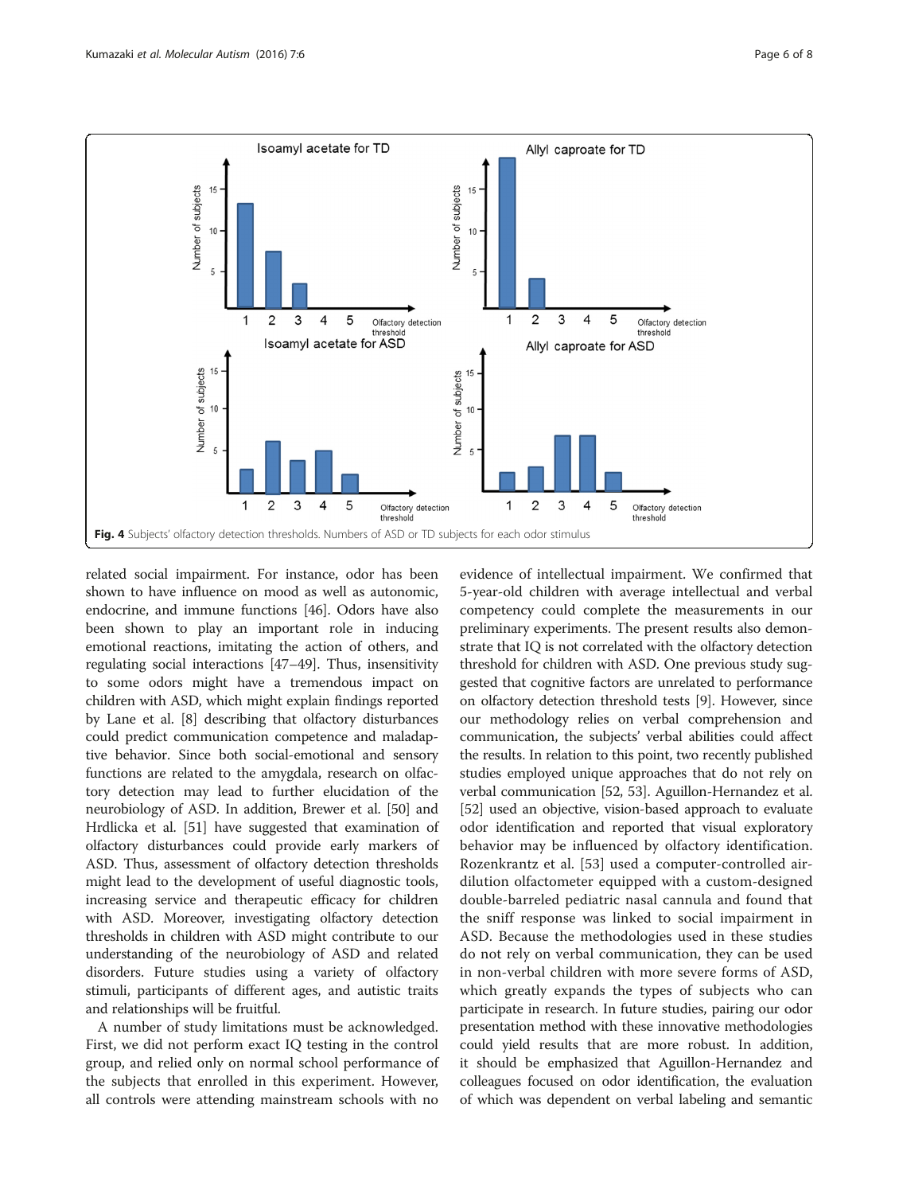Isoamyl acetate for TD

Number of subjects

15
10
5

1 2 3 4 5

Olfactory detection threshold

Allyl caproate for TD

Number of subjects

15
10
5

1 2 3 4 5

Olfactory detection threshold

Isoamyl acetate for ASD

Number of subjects

15
10
5

1 2 3 4 5

Olfactory detection threshold

Allyl caproate for ASD

Number of subjects

15
10
5

1 2 3 4 5

Olfactory detection threshold

**Fig. 4** Subjects' olfactory detection thresholds. Numbers of ASD or TD subjects for each odor stimulus

related social impairment. For instance, odor has been shown to have influence on mood as well as autonomic, endocrine, and immune functions [46]. Odors have also been shown to play an important role in inducing emotional reactions, imitating the action of others, and regulating social interactions [47–49]. Thus, insensitivity to some odors might have a tremendous impact on children with ASD, which might explain findings reported by Lane et al. [8] describing that olfactory disturbances could predict communication competence and maladaptive behavior. Since both social-emotional and sensory functions are related to the amygdala, research on olfactory detection may lead to further elucidation of the neurobiology of ASD. In addition, Brewer et al. [50] and Hrdlicka et al. [51] have suggested that examination of olfactory disturbances could provide early markers of ASD. Thus, assessment of olfactory detection thresholds might lead to the development of useful diagnostic tools, increasing service and therapeutic efficacy for children with ASD. Moreover, investigating olfactory detection thresholds in children with ASD might contribute to our understanding of the neurobiology of ASD and related disorders. Future studies using a variety of olfactory stimuli, participants of different ages, and autistic traits and relationships will be fruitful.

A number of study limitations must be acknowledged. First, we did not perform exact IQ testing in the control group, and relied only on normal school performance of the subjects that enrolled in this experiment. However, all controls were attending mainstream schools with no evidence of intellectual impairment. We confirmed that 5-year-old children with average intellectual and verbal competency could complete the measurements in our preliminary experiments. The present results also demonstrate that IQ is not correlated with the olfactory detection threshold for children with ASD. One previous study suggested that cognitive factors are unrelated to performance on olfactory detection threshold tests [9]. However, since our methodology relies on verbal comprehension and communication, the subjects' verbal abilities could affect the results. In relation to this point, two recently published studies employed unique approaches that do not rely on verbal communication [52, 53]. Aguillon-Hernandez et al. [52] used an objective, vision-based approach to evaluate odor identification and reported that visual exploratory behavior may be influenced by olfactory identification. Rozenkrantz et al. [53] used a computer-controlled air-dilution olfactometer equipped with a custom-designed double-barreled pediatric nasal cannula and found that the sniff response was linked to social impairment in ASD. Because the methodologies used in these studies do not rely on verbal communication, they can be used in non-verbal children with more severe forms of ASD, which greatly expands the types of subjects who can participate in research. In future studies, pairing our odor presentation method with these innovative methodologies could yield results that are more robust. In addition, it should be emphasized that Aguillon-Hernandez and colleagues focused on odor identification, the evaluation of which was dependent on verbal labeling and semantic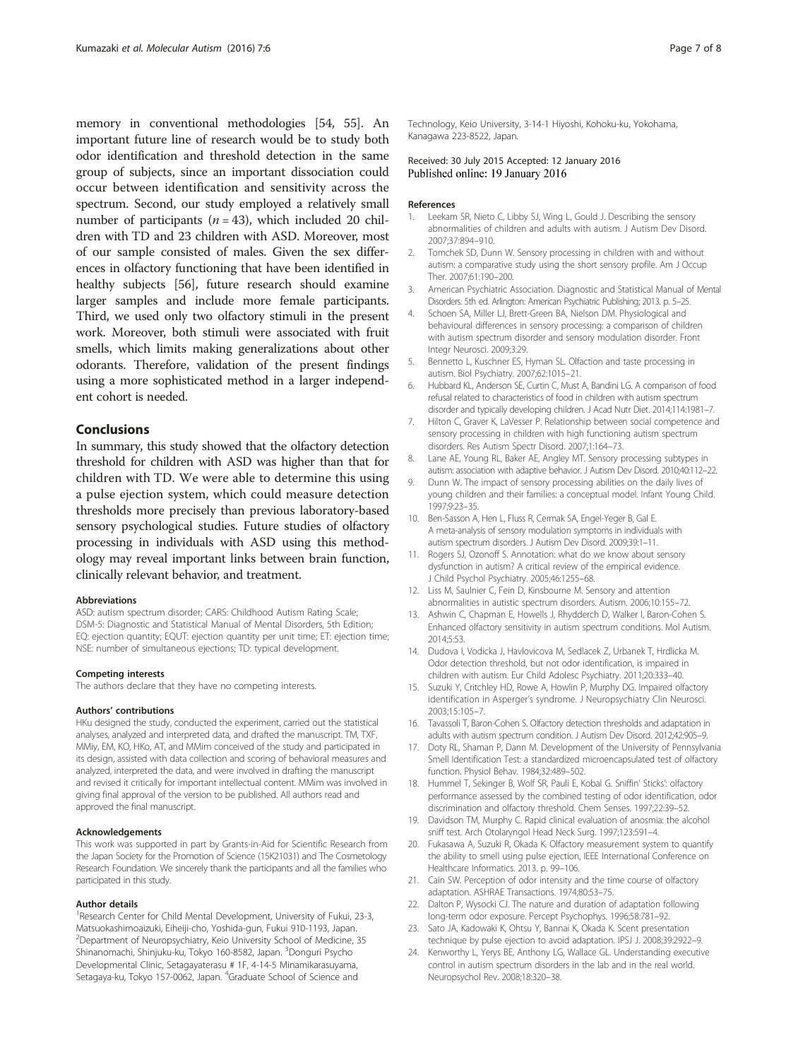memory in conventional methodologies [54, 55]. An important future line of research would be to study both odor identification and threshold detection in the same group of subjects, since an important dissociation could occur between identification and sensitivity across the spectrum. Second, our study employed a relatively small number of participants ($n = 43$), which included 20 children with TD and 23 children with ASD. Moreover, most of our sample consisted of males. Given the sex differences in olfactory functioning that have been identified in healthy subjects [56], future research should examine larger samples and include more female participants. Third, we used only two olfactory stimuli in the present work. Moreover, both stimuli were associated with fruit smells, which limits making generalizations about other odorants. Therefore, validation of the present findings using a more sophisticated method in a larger independent cohort is needed.

## Conclusions

In summary, this study showed that the olfactory detection threshold for children with ASD was higher than that for children with TD. We were able to determine this using a pulse ejection system, which could measure detection thresholds more precisely than previous laboratory-based sensory psychological studies. Future studies of olfactory processing in individuals with ASD using this methodology may reveal important links between brain function, clinically relevant behavior, and treatment.

### Abbreviations

ASD: autism spectrum disorder; CARS: Childhood Autism Rating Scale; DSM-5: Diagnostic and Statistical Manual of Mental Disorders, 5th Edition; EQ: ejection quantity; EQUT: ejection quantity per unit time; ET: ejection time; NSE: number of simultaneous ejections; TD: typical development.

### Competing interests

The authors declare that they have no competing interests.

### Authors' contributions

HKu designed the study, conducted the experiment, carried out the statistical analyses, analyzed and interpreted data, and drafted the manuscript. TM, TXF, MMiy, EM, KO, HKo, AT, and MMim conceived of the study and participated in its design, assisted with data collection and scoring of behavioral measures and analyzed, interpreted the data, and were involved in drafting the manuscript and revised it critically for important intellectual content. MMim was involved in giving final approval of the version to be published. All authors read and approved the final manuscript.

### Acknowledgements

This work was supported in part by Grants-in-Aid for Scientific Research from the Japan Society for the Promotion of Science (15K21031) and The Cosmetology Research Foundation. We sincerely thank the participants and all the families who participated in this study.

### Author details

[1]Research Center for Child Mental Development, University of Fukui, 23-3, Matsuokashimoaizuki, Eiheiji-cho, Yoshida-gun, Fukui 910-1193, Japan. [2]Department of Neuropsychiatry, Keio University School of Medicine, 35 Shinanomachi, Shinjuku-ku, Tokyo 160-8582, Japan. [3]Donguri Psycho Developmental Clinic, Setagayaterasu # 1F, 4-14-5 Minamikarasuyama, Setagaya-ku, Tokyo 157-0062, Japan. [4]Graduate School of Science and Technology, Keio University, 3-14-1 Hiyoshi, Kohoku-ku, Yokohama, Kanagawa 223-8522, Japan.

Received: 30 July 2015 Accepted: 12 January 2016
Published online: 19 January 2016

### References

1. Leekam SR, Nieto C, Libby SJ, Wing L, Gould J. Describing the sensory abnormalities of children and adults with autism. J Autism Dev Disord. 2007;37:894–910.
2. Tomchek SD, Dunn W. Sensory processing in children with and without autism: a comparative study using the short sensory profile. Am J Occup Ther. 2007;61:190–200.
3. American Psychiatric Association. Diagnostic and Statistical Manual of Mental Disorders. 5th ed. Arlington: American Psychiatric Publishing; 2013. p. 5–25.
4. Schoen SA, Miller LJ, Brett-Green BA, Nielson DM. Physiological and behavioural differences in sensory processing: a comparison of children with autism spectrum disorder and sensory modulation disorder. Front Integr Neurosci. 2009;3:29.
5. Bennetto L, Kuschner ES, Hyman SL. Olfaction and taste processing in autism. Biol Psychiatry. 2007;62:1015–21.
6. Hubbard KL, Anderson SE, Curtin C, Must A, Bandini LG. A comparison of food refusal related to characteristics of food in children with autism spectrum disorder and typically developing children. J Acad Nutr Diet. 2014;114:1981–7.
7. Hilton C, Graver K, LaVesser P. Relationship between social competence and sensory processing in children with high functioning autism spectrum disorders. Res Autism Spectr Disord. 2007;1:164–73.
8. Lane AE, Young RL, Baker AE, Angley MT. Sensory processing subtypes in autism: association with adaptive behavior. J Autism Dev Disord. 2010;40:112–22.
9. Dunn W. The impact of sensory processing abilities on the daily lives of young children and their families: a conceptual model. Infant Young Child. 1997;9:23–35.
10. Ben-Sasson A, Hen L, Fluss R, Cermak SA, Engel-Yeger B, Gal E. A meta-analysis of sensory modulation symptoms in individuals with autism spectrum disorders. J Autism Dev Disord. 2009;39:1–11.
11. Rogers SJ, Ozonoff S. Annotation: what do we know about sensory dysfunction in autism? A critical review of the empirical evidence. J Child Psychol Psychiatry. 2005;46:1255–68.
12. Liss M, Saulnier C, Fein D, Kinsbourne M. Sensory and attention abnormalities in autistic spectrum disorders. Autism. 2006;10:155–72.
13. Ashwin C, Chapman E, Howells J, Rhydderch D, Walker I, Baron-Cohen S. Enhanced olfactory sensitivity in autism spectrum conditions. Mol Autism. 2014;5:53.
14. Dudova I, Vodicka J, Havlovicova M, Sedlacek Z, Urbanek T, Hrdlicka M. Odor detection threshold, but not odor identification, is impaired in children with autism. Eur Child Adolesc Psychiatry. 2011;20:333–40.
15. Suzuki Y, Critchley HD, Rowe A, Howlin P, Murphy DG. Impaired olfactory identification in Asperger's syndrome. J Neuropsychiatry Clin Neurosci. 2003;15:105–7.
16. Tavassoli T, Baron-Cohen S. Olfactory detection thresholds and adaptation in adults with autism spectrum condition. J Autism Dev Disord. 2012;42:905–9.
17. Doty RL, Shaman P, Dann M. Development of the University of Pennsylvania Smell Identification Test: a standardized microencapsulated test of olfactory function. Physiol Behav. 1984;32:489–502.
18. Hummel T, Sekinger B, Wolf SR, Pauli E, Kobal G. Sniffin' Sticks': olfactory performance assessed by the combined testing of odor identification, odor discrimination and olfactory threshold. Chem Senses. 1997;22:39–52.
19. Davidson TM, Murphy C. Rapid clinical evaluation of anosmia: the alcohol sniff test. Arch Otolaryngol Head Neck Surg. 1997;123:591–4.
20. Fukasawa A, Suzuki R, Okada K. Olfactory measurement system to quantify the ability to smell using pulse ejection, IEEE International Conference on Healthcare Informatics. 2013. p. 99–106.
21. Cain SW. Perception of odor intensity and the time course of olfactory adaptation. ASHRAE Transactions. 1974;80:53–75.
22. Dalton P, Wysocki CJ. The nature and duration of adaptation following long-term odor exposure. Percept Psychophys. 1996;58:781–92.
23. Sato JA, Kadowaki K, Ohtsu Y, Bannai K, Okada K. Scent presentation technique by pulse ejection to avoid adaptation. IPSJ J. 2008;39:2922–9.
24. Kenworthy L, Yerys BE, Anthony LG, Wallace GL. Understanding executive control in autism spectrum disorders in the lab and in the real world. Neuropsychol Rev. 2008;18:320–38.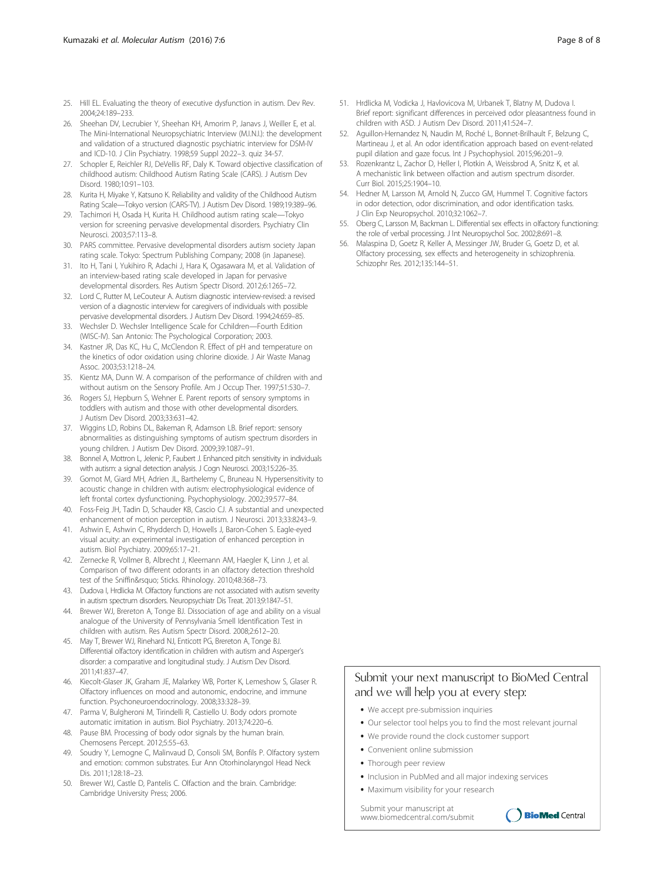25. Hill EL. Evaluating the theory of executive dysfunction in autism. Dev Rev. 2004;24:189–233.
26. Sheehan DV, Lecrubier Y, Sheehan KH, Amorim P, Janavs J, Weiller E, et al. The Mini-International Neuropsychiatric Interview (M.I.N.I.): the development and validation of a structured diagnostic psychiatric interview for DSM-IV and ICD-10. J Clin Psychiatry. 1998;59 Suppl 20:22–3. quiz 34-57.
27. Schopler E, Reichler RJ, DeVellis RF, Daly K. Toward objective classification of childhood autism: Childhood Autism Rating Scale (CARS). J Autism Dev Disord. 1980;10:91–103.
28. Kurita H, Miyake Y, Katsuno K. Reliability and validity of the Childhood Autism Rating Scale—Tokyo version (CARS-TV). J Autism Dev Disord. 1989;19:389–96.
29. Tachimori H, Osada H, Kurita H. Childhood autism rating scale—Tokyo version for screening pervasive developmental disorders. Psychiatry Clin Neurosci. 2003;57:113–8.
30. PARS committee. Pervasive developmental disorders autism society Japan rating scale. Tokyo: Spectrum Publishing Company; 2008 (in Japanese).
31. Ito H, Tani I, Yukihiro R, Adachi J, Hara K, Ogasawara M, et al. Validation of an interview-based rating scale developed in Japan for pervasive developmental disorders. Res Autism Spectr Disord. 2012;6:1265–72.
32. Lord C, Rutter M, LeCouteur A. Autism diagnostic interview-revised: a revised version of a diagnostic interview for caregivers of individuals with possible pervasive developmental disorders. J Autism Dev Disord. 1994;24:659–85.
33. Wechsler D. Wechsler Intelligence Scale for Cchildren—Fourth Edition (WISC-IV). San Antonio: The Psychological Corporation; 2003.
34. Kastner JR, Das KC, Hu C, McClendon R. Effect of pH and temperature on the kinetics of odor oxidation using chlorine dioxide. J Air Waste Manag Assoc. 2003;53:1218–24.
35. Kientz MA, Dunn W. A comparison of the performance of children with and without autism on the Sensory Profile. Am J Occup Ther. 1997;51:530–7.
36. Rogers SJ, Hepburn S, Wehner E. Parent reports of sensory symptoms in toddlers with autism and those with other developmental disorders. J Autism Dev Disord. 2003;33:631–42.
37. Wiggins LD, Robins DL, Bakeman R, Adamson LB. Brief report: sensory abnormalities as distinguishing symptoms of autism spectrum disorders in young children. J Autism Dev Disord. 2009;39:1087–91.
38. Bonnel A, Mottron L, Jelenic P, Faubert J. Enhanced pitch sensitivity in individuals with autism: a signal detection analysis. J Cogn Neurosci. 2003;15:226–35.
39. Gomot M, Giard MH, Adrien JL, Barthelemy C, Bruneau N. Hypersensitivity to acoustic change in children with autism: electrophysiological evidence of left frontal cortex dysfunctioning. Psychophysiology. 2002;39:577–84.
40. Foss-Feig JH, Tadin D, Schauder KB, Cascio CJ. A substantial and unexpected enhancement of motion perception in autism. J Neurosci. 2013;33:8243–9.
41. Ashwin E, Ashwin C, Rhydderch D, Howells J, Baron-Cohen S. Eagle-eyed visual acuity: an experimental investigation of enhanced perception in autism. Biol Psychiatry. 2009;65:17–21.
42. Zernecke R, Vollmer B, Albrecht J, Kleemann AM, Haegler K, Linn J, et al. Comparison of two different odorants in an olfactory detection threshold test of the Sniffin&rsquo; Sticks. Rhinology. 2010;48:368–73.
43. Dudova I, Hrdlicka M. Olfactory functions are not associated with autism severity in autism spectrum disorders. Neuropsychiatr Dis Treat. 2013;9:1847–51.
44. Brewer WJ, Brereton A, Tonge BJ. Dissociation of age and ability on a visual analogue of the University of Pennsylvania Smell Identification Test in children with autism. Res Autism Spectr Disord. 2008;2:612–20.
45. May T, Brewer WJ, Rinehard NJ, Enticott PG, Brereton A, Tonge BJ. Differential olfactory identification in children with autism and Asperger's disorder: a comparative and longitudinal study. J Autism Dev Disord. 2011;41:837–47.
46. Kiecolt-Glaser JK, Graham JE, Malarkey WB, Porter K, Lemeshow S, Glaser R. Olfactory influences on mood and autonomic, endocrine, and immune function. Psychoneuroendocrinology. 2008;33:328–39.
47. Parma V, Bulgheroni M, Tirindelli R, Castiello U. Body odors promote automatic imitation in autism. Biol Psychiatry. 2013;74:220–6.
48. Pause BM. Processing of body odor signals by the human brain. Chemosens Percept. 2012;5:55–63.
49. Soudry Y, Lemogne C, Malinvaud D, Consoli SM, Bonfils P. Olfactory system and emotion: common substrates. Eur Ann Otorhinolaryngol Head Neck Dis. 2011;128:18–23.
50. Brewer WJ, Castle D, Pantelis C. Olfaction and the brain. Cambridge: Cambridge University Press; 2006.
51. Hrdlicka M, Vodicka J, Havlovicova M, Urbanek T, Blatny M, Dudova I. Brief report: significant differences in perceived odor pleasantness found in children with ASD. J Autism Dev Disord. 2011;41:524–7.
52. Aguillon-Hernandez N, Naudin M, Roché L, Bonnet-Brilhault F, Belzung C, Martineau J, et al. An odor identification approach based on event-related pupil dilation and gaze focus. Int J Psychophysiol. 2015;96:201–9.
53. Rozenkrantz L, Zachor D, Heller I, Plotkin A, Weissbrod A, Snitz K, et al. A mechanistic link between olfaction and autism spectrum disorder. Curr Biol. 2015;25:1904–10.
54. Hedner M, Larsson M, Arnold N, Zucco GM, Hummel T. Cognitive factors in odor detection, odor discrimination, and odor identification tasks. J Clin Exp Neuropsychol. 2010;32:1062–7.
55. Oberg C, Larsson M, Backman L. Differential sex effects in olfactory functioning: the role of verbal processing. J Int Neuropsychol Soc. 2002;8:691–8.
56. Malaspina D, Goetz R, Keller A, Messinger JW, Bruder G, Goetz D, et al. Olfactory processing, sex effects and heterogeneity in schizophrenia. Schizophr Res. 2012;135:144–51.

Submit your next manuscript to BioMed Central and we will help you at every step:

- We accept pre-submission inquiries
- Our selector tool helps you to find the most relevant journal
- We provide round the clock customer support
- Convenient online submission
- Thorough peer review
- Inclusion in PubMed and all major indexing services
- Maximum visibility for your research

Submit your manuscript at www.biomedcentral.com/submit

BioMed Central